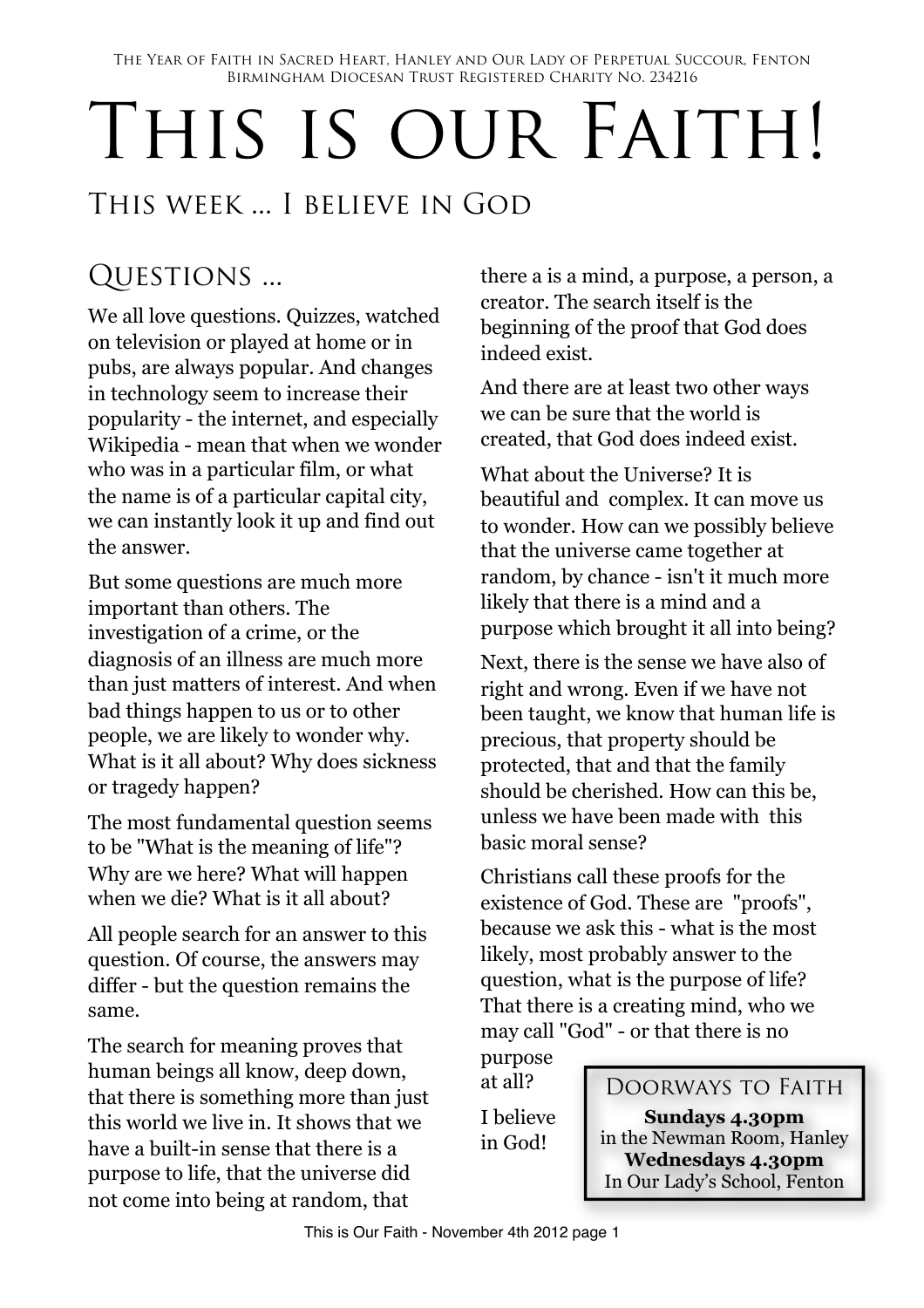The Year of Faith in Sacred Heart, Hanley and Our Lady of Perpetual Succour, Fenton
Birmingham Diocesan Trust Registered Charity No. 234216

# This is our Faith!

## This week ... I believe in God

### Questions ...

We all love questions. Quizzes, watched on television or played at home or in pubs, are always popular. And changes in technology seem to increase their popularity - the internet, and especially Wikipedia - mean that when we wonder who was in a particular film, or what the name is of a particular capital city, we can instantly look it up and find out the answer.

But some questions are much more important than others. The investigation of a crime, or the diagnosis of an illness are much more than just matters of interest. And when bad things happen to us or to other people, we are likely to wonder why. What is it all about? Why does sickness or tragedy happen?

The most fundamental question seems to be "What is the meaning of life"? Why are we here? What will happen when we die? What is it all about?

All people search for an answer to this question. Of course, the answers may differ - but the question remains the same.

The search for meaning proves that human beings all know, deep down, that there is something more than just this world we live in. It shows that we have a built-in sense that there is a purpose to life, that the universe did not come into being at random, that there a is is a mind, a purpose, a person, a creator. The search itself is the beginning of the proof that God does indeed exist.

And there are at least two other ways we can be sure that the world is created, that God does indeed exist.

What about the Universe? It is beautiful and complex. It can move us to wonder. How can we possibly believe that the universe came together at random, by chance - isn't it much more likely that there is a mind and a purpose which brought it all into being?

Next, there is the sense we have also of right and wrong. Even if we have not been taught, we know that human life is precious, that property should be protected, that and that the family should be cherished. How can this be, unless we have been made with this basic moral sense?

Christians call these proofs for the existence of God. These are "proofs", because we ask this - what is the most likely, most probably answer to the question, what is the purpose of life? That there is a creating mind, who we may call "God" - or that there is no purpose at all?

I believe in God!

> **Doorways to Faith**
>
> **Sundays 4.30pm**
> in the Newman Room, Hanley
> **Wednesdays 4.30pm**
> In Our Lady's School, Fenton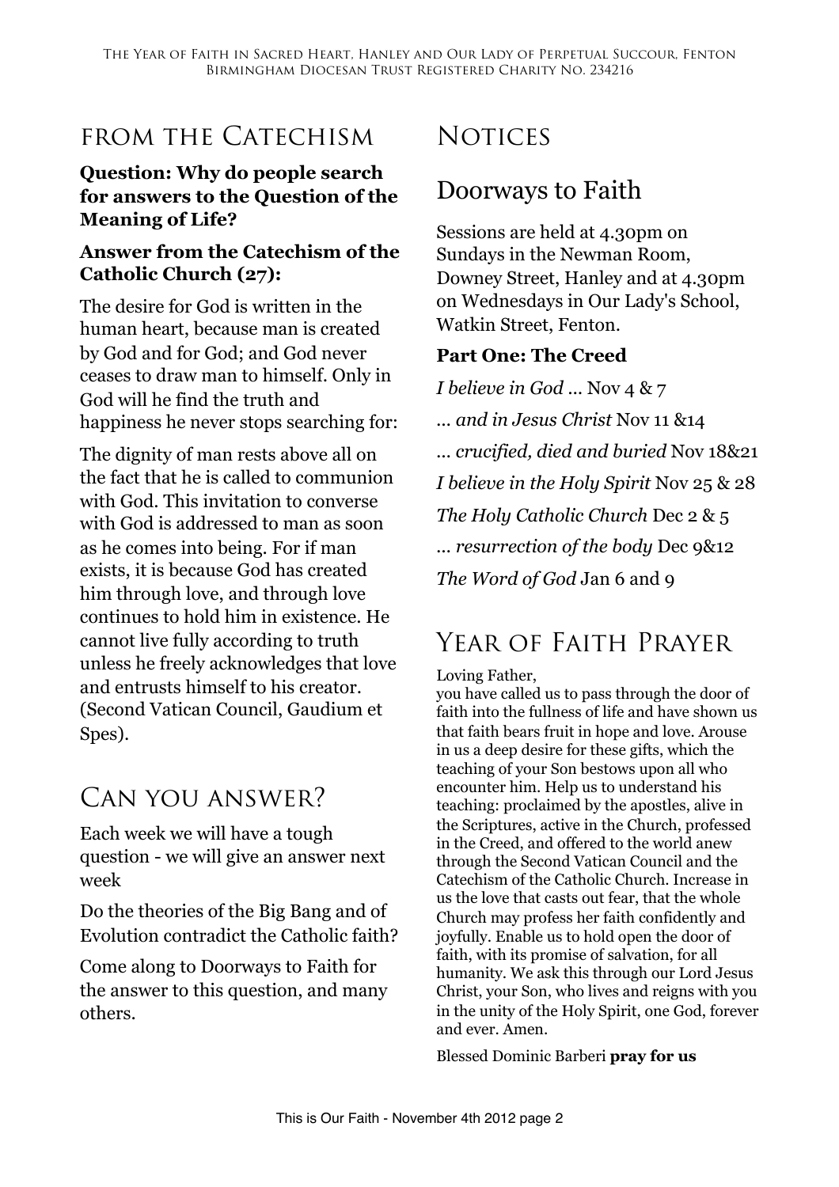## From the Catechism

**Question: Why do people search for answers to the Question of the Meaning of Life?**

**Answer from the Catechism of the Catholic Church (27):**

The desire for God is written in the human heart, because man is created by God and for God; and God never ceases to draw man to himself. Only in God will he find the truth and happiness he never stops searching for:

The dignity of man rests above all on the fact that he is called to communion with God. This invitation to converse with God is addressed to man as soon as he comes into being. For if man exists, it is because God has created him through love, and through love continues to hold him in existence. He cannot live fully according to truth unless he freely acknowledges that love and entrusts himself to his creator. (Second Vatican Council, Gaudium et Spes).

## Can you answer?

Each week we will have a tough question - we will give an answer next week

Do the theories of the Big Bang and of Evolution contradict the Catholic faith?

Come along to Doorways to Faith for the answer to this question, and many others.

## Notices

## Doorways to Faith

Sessions are held at 4.30pm on Sundays in the Newman Room, Downey Street, Hanley and at 4.30pm on Wednesdays in Our Lady's School, Watkin Street, Fenton.

**Part One: The Creed**

*I believe in God ...* Nov 4 & 7

*... and in Jesus Christ* Nov 11 &14

*... crucified, died and buried* Nov 18&21

*I believe in the Holy Spirit* Nov 25 & 28

*The Holy Catholic Church* Dec 2 & 5

*... resurrection of the body* Dec 9&12

*The Word of God* Jan 6 and 9

## Year of Faith Prayer

Loving Father,
you have called us to pass through the door of faith into the fullness of life and have shown us that faith bears fruit in hope and love. Arouse in us a deep desire for these gifts, which the teaching of your Son bestows upon all who encounter him. Help us to understand his teaching: proclaimed by the apostles, alive in the Scriptures, active in the Church, professed in the Creed, and offered to the world anew through the Second Vatican Council and the Catechism of the Catholic Church. Increase in us the love that casts out fear, that the whole Church may profess her faith confidently and joyfully. Enable us to hold open the door of faith, with its promise of salvation, for all humanity. We ask this through our Lord Jesus Christ, your Son, who lives and reigns with you in the unity of the Holy Spirit, one God, forever and ever. Amen.

Blessed Dominic Barberi **pray for us**